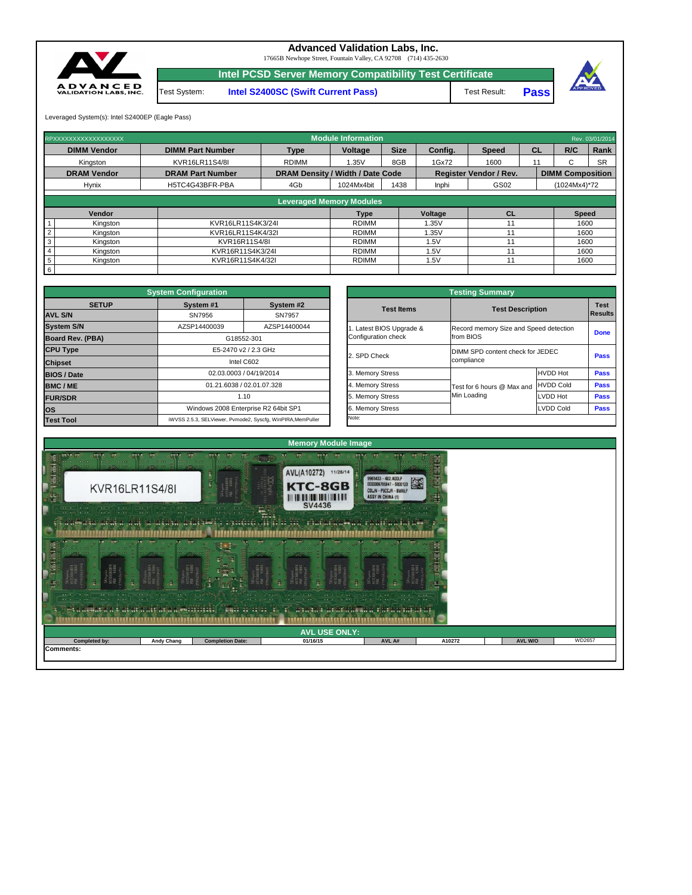# Advanced Validation Labs, Inc.

17665B Newhope Street, Fountain Valley, CA 92708 (714) 435-2630

## Intel PCSD Server Memory Compatibility Test Certificate

| Test System: | Intel S2400SC (Swift Current Pass) | Test Result: | Pass |
|---|---|---|---|

Leveraged System(s): Intel S2400EP (Eagle Pass)

| RPXXXXXXXXXXXXXXXXXX | Module Information | | | | | | | | Rev. 03/01/2014 |
|---|---|---|---|---|---|---|---|---|---|
| **DIMM Vendor** | **DIMM Part Number** | **Type** | **Voltage** | **Size** | **Config.** | **Speed** | **CL** | **R/C** | **Rank** |
| Kingston | KVR16LR11S4/8I | RDIMM | 1.35V | 8GB | 1Gx72 | 1600 | 11 | C | SR |
| **DRAM Vendor** | **DRAM Part Number** | **DRAM Density / Width / Date Code** | | | **Register Vendor / Rev.** | | **DIMM Composition** | | |
| Hynix | H5TC4G43BFR-PBA | 4Gb | 1024Mx4bit | 1438 | Inphi | GS02 | (1024Mx4)*72 | | |

### Leveraged Memory Modules

| | Vendor | | Type | Voltage | CL | Speed |
|---|---|---|---|---|---|---|
| 1 | Kingston | KVR16LR11S4K3/24I | RDIMM | 1.35V | 11 | 1600 |
| 2 | Kingston | KVR16LR11S4K4/32I | RDIMM | 1.35V | 11 | 1600 |
| 3 | Kingston | KVR16R11S4/8I | RDIMM | 1.5V | 11 | 1600 |
| 4 | Kingston | KVR16R11S4K3/24I | RDIMM | 1.5V | 11 | 1600 |
| 5 | Kingston | KVR16R11S4K4/32I | RDIMM | 1.5V | 11 | 1600 |
| 6 | | | | | | |

### System Configuration

| SETUP | System #1 | System #2 |
|---|---|---|
| **AVL S/N** | SN7956 | SN7957 |
| **System S/N** | AZSP14400039 | AZSP14400044 |
| **Board Rev. (PBA)** | G18552-301 | |
| **CPU Type** | E5-2470 v2 / 2.3 GHz | |
| **Chipset** | Intel C602 | |
| **BIOS / Date** | 02.03.0003 / 04/19/2014 | |
| **BMC / ME** | 01.21.6038 / 02.01.07.328 | |
| **FUR/SDR** | 1.10 | |
| **OS** | Windows 2008 Enterprise R2 64bit SP1 | |
| **Test Tool** | iWVSS 2.5.3, SELViewer, Pvmode2, Syscfg, WinPIRA,MemPuller | |

### Testing Summary

| Test Items | Test Description | | Test Results |
|---|---|---|---|
| 1. Latest BIOS Upgrade & Configuration check | Record memory Size and Speed detection from BIOS | | Done |
| 2. SPD Check | DIMM SPD content check for JEDEC compliance | | Pass |
| 3. Memory Stress | Test for 6 hours @ Max and Min Loading | HVDD Hot | Pass |
| 4. Memory Stress | | HVDD Cold | Pass |
| 5. Memory Stress | | LVDD Hot | Pass |
| 6. Memory Stress | | LVDD Cold | Pass |

Note:

### Memory Module Image

### AVL USE ONLY:

| Completed by: | Andy Chang | Completion Date: | 01/16/15 | AVL A# | A10272 | AVL W/O | WD2657 |
|---|---|---|---|---|---|---|---|

**Comments:**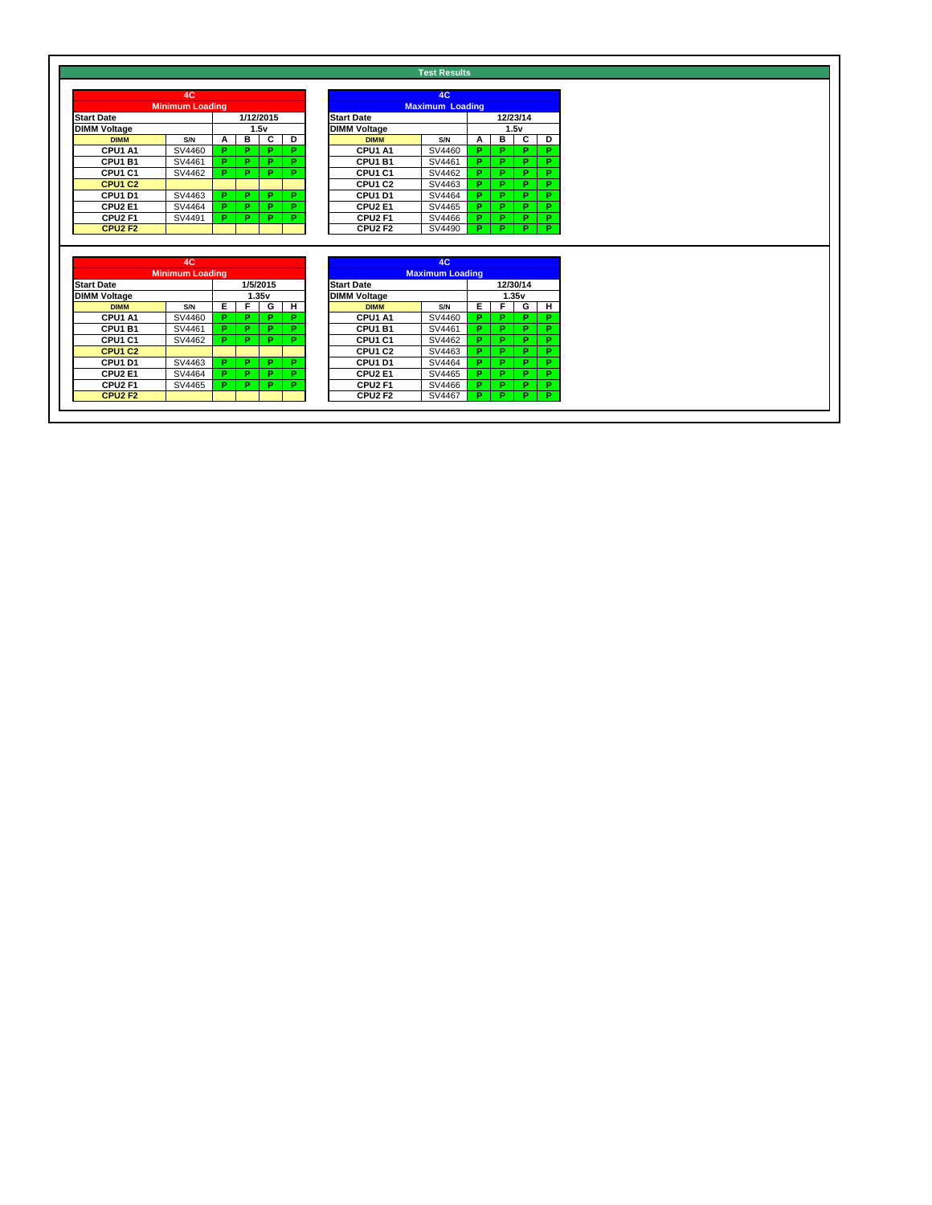## Test Results

| 4C Minimum Loading | | | | | |
|---|---|---|---|---|---|
| Start Date | | 1/12/2015 | | | |
| DIMM Voltage | | 1.5v | | | |
| DIMM | S/N | A | B | C | D |
| CPU1 A1 | SV4460 | P | P | P | P |
| CPU1 B1 | SV4461 | P | P | P | P |
| CPU1 C1 | SV4462 | P | P | P | P |
| CPU1 C2 | | | | | |
| CPU1 D1 | SV4463 | P | P | P | P |
| CPU2 E1 | SV4464 | P | P | P | P |
| CPU2 F1 | SV4491 | P | P | P | P |
| CPU2 F2 | | | | | |

| 4C Maximum Loading | | | | | |
|---|---|---|---|---|---|
| Start Date | | 12/23/14 | | | |
| DIMM Voltage | | 1.5v | | | |
| DIMM | S/N | A | B | C | D |
| CPU1 A1 | SV4460 | P | P | P | P |
| CPU1 B1 | SV4461 | P | P | P | P |
| CPU1 C1 | SV4462 | P | P | P | P |
| CPU1 C2 | SV4463 | P | P | P | P |
| CPU1 D1 | SV4464 | P | P | P | P |
| CPU2 E1 | SV4465 | P | P | P | P |
| CPU2 F1 | SV4466 | P | P | P | P |
| CPU2 F2 | SV4490 | P | P | P | P |

| 4C Minimum Loading | | | | | |
|---|---|---|---|---|---|
| Start Date | | 1/5/2015 | | | |
| DIMM Voltage | | 1.35v | | | |
| DIMM | S/N | E | F | G | H |
| CPU1 A1 | SV4460 | P | P | P | P |
| CPU1 B1 | SV4461 | P | P | P | P |
| CPU1 C1 | SV4462 | P | P | P | P |
| CPU1 C2 | | | | | |
| CPU1 D1 | SV4463 | P | P | P | P |
| CPU2 E1 | SV4464 | P | P | P | P |
| CPU2 F1 | SV4465 | P | P | P | P |
| CPU2 F2 | | | | | |

| 4C Maximum Loading | | | | | |
|---|---|---|---|---|---|
| Start Date | | 12/30/14 | | | |
| DIMM Voltage | | 1.35v | | | |
| DIMM | S/N | E | F | G | H |
| CPU1 A1 | SV4460 | P | P | P | P |
| CPU1 B1 | SV4461 | P | P | P | P |
| CPU1 C1 | SV4462 | P | P | P | P |
| CPU1 C2 | SV4463 | P | P | P | P |
| CPU1 D1 | SV4464 | P | P | P | P |
| CPU2 E1 | SV4465 | P | P | P | P |
| CPU2 F1 | SV4466 | P | P | P | P |
| CPU2 F2 | SV4467 | P | P | P | P |